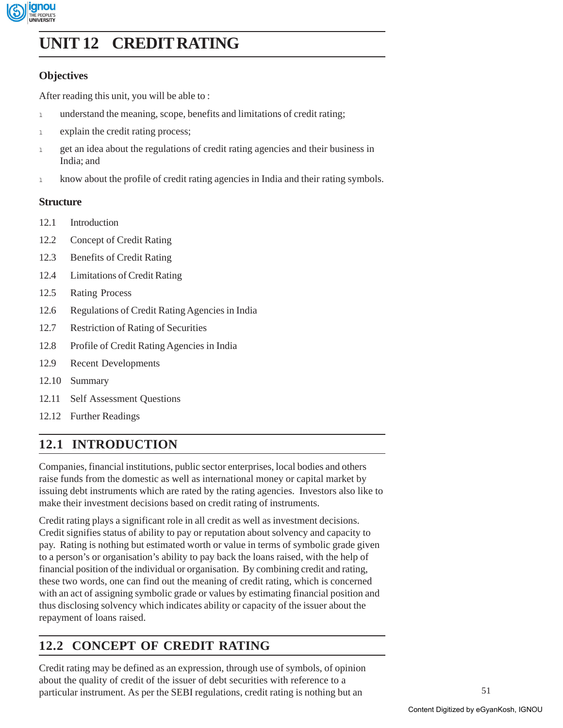# UNIT 12 CREDIT RATING

## Objectives

After reading this unit, you will be able to :

- understand the meaning, scope, benefits and limitations of credit rating;
- explain the credit rating process;
- get an idea about the regulations of credit rating agencies and their business in India; and
- know about the profile of credit rating agencies in India and their rating symbols.

## Structure

12.1 Introduction

12.2 Concept of Credit Rating

12.3 Benefits of Credit Rating

12.4 Limitations of Credit Rating

12.5 Rating Process

12.6 Regulations of Credit Rating Agencies in India

12.7 Restriction of Rating of Securities

12.8 Profile of Credit Rating Agencies in India

12.9 Recent Developments

12.10 Summary

12.11 Self Assessment Questions

12.12 Further Readings

## 12.1 INTRODUCTION

Companies, financial institutions, public sector enterprises, local bodies and others raise funds from the domestic as well as international money or capital market by issuing debt instruments which are rated by the rating agencies. Investors also like to make their investment decisions based on credit rating of instruments.

Credit rating plays a significant role in all credit as well as investment decisions. Credit signifies status of ability to pay or reputation about solvency and capacity to pay. Rating is nothing but estimated worth or value in terms of symbolic grade given to a person's or organisation's ability to pay back the loans raised, with the help of financial position of the individual or organisation. By combining credit and rating, these two words, one can find out the meaning of credit rating, which is concerned with an act of assigning symbolic grade or values by estimating financial position and thus disclosing solvency which indicates ability or capacity of the issuer about the repayment of loans raised.

## 12.2 CONCEPT OF CREDIT RATING

Credit rating may be defined as an expression, through use of symbols, of opinion about the quality of credit of the issuer of debt securities with reference to a particular instrument. As per the SEBI regulations, credit rating is nothing but an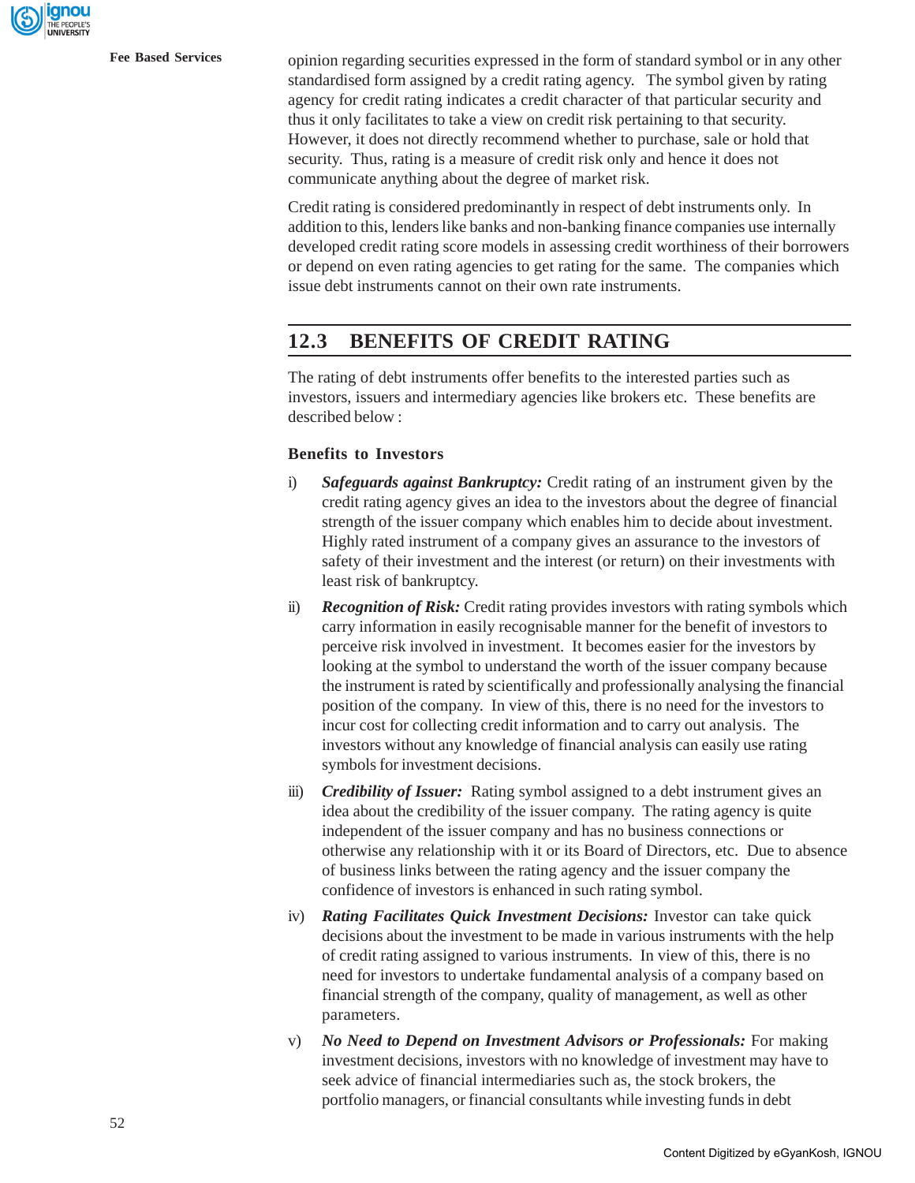opinion regarding securities expressed in the form of standard symbol or in any other standardised form assigned by a credit rating agency. The symbol given by rating agency for credit rating indicates a credit character of that particular security and thus it only facilitates to take a view on credit risk pertaining to that security. However, it does not directly recommend whether to purchase, sale or hold that security. Thus, rating is a measure of credit risk only and hence it does not communicate anything about the degree of market risk.

Credit rating is considered predominantly in respect of debt instruments only. In addition to this, lenders like banks and non-banking finance companies use internally developed credit rating score models in assessing credit worthiness of their borrowers or depend on even rating agencies to get rating for the same. The companies which issue debt instruments cannot on their own rate instruments.

## 12.3 BENEFITS OF CREDIT RATING

The rating of debt instruments offer benefits to the interested parties such as investors, issuers and intermediary agencies like brokers etc. These benefits are described below :

### Benefits to Investors

i) ***Safeguards against Bankruptcy:*** Credit rating of an instrument given by the credit rating agency gives an idea to the investors about the degree of financial strength of the issuer company which enables him to decide about investment. Highly rated instrument of a company gives an assurance to the investors of safety of their investment and the interest (or return) on their investments with least risk of bankruptcy.

ii) ***Recognition of Risk:*** Credit rating provides investors with rating symbols which carry information in easily recognisable manner for the benefit of investors to perceive risk involved in investment. It becomes easier for the investors by looking at the symbol to understand the worth of the issuer company because the instrument is rated by scientifically and professionally analysing the financial position of the company. In view of this, there is no need for the investors to incur cost for collecting credit information and to carry out analysis. The investors without any knowledge of financial analysis can easily use rating symbols for investment decisions.

iii) ***Credibility of Issuer:*** Rating symbol assigned to a debt instrument gives an idea about the credibility of the issuer company. The rating agency is quite independent of the issuer company and has no business connections or otherwise any relationship with it or its Board of Directors, etc. Due to absence of business links between the rating agency and the issuer company the confidence of investors is enhanced in such rating symbol.

iv) ***Rating Facilitates Quick Investment Decisions:*** Investor can take quick decisions about the investment to be made in various instruments with the help of credit rating assigned to various instruments. In view of this, there is no need for investors to undertake fundamental analysis of a company based on financial strength of the company, quality of management, as well as other parameters.

v) ***No Need to Depend on Investment Advisors or Professionals:*** For making investment decisions, investors with no knowledge of investment may have to seek advice of financial intermediaries such as, the stock brokers, the portfolio managers, or financial consultants while investing funds in debt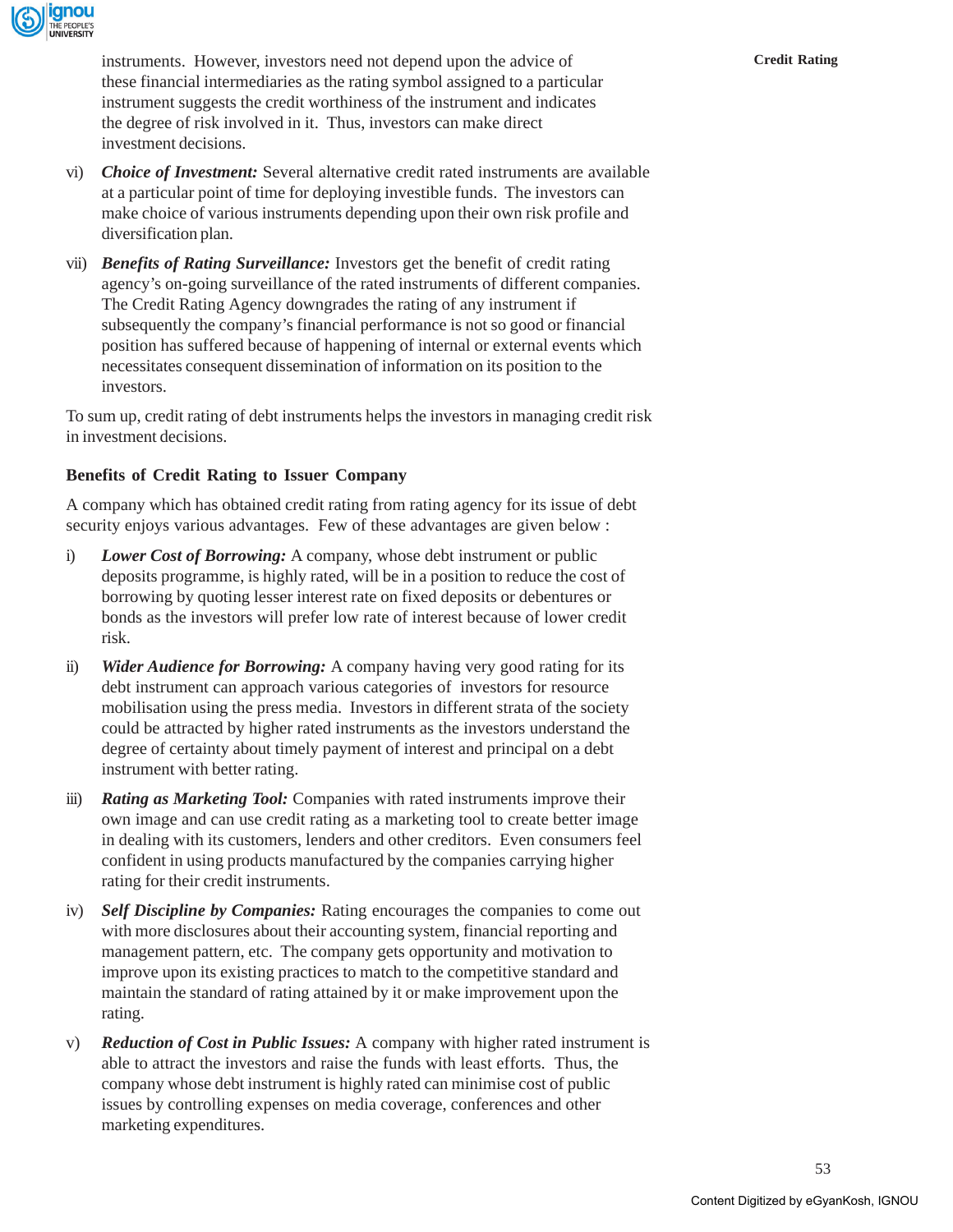instruments. However, investors need not depend upon the advice of these financial intermediaries as the rating symbol assigned to a particular instrument suggests the credit worthiness of the instrument and indicates the degree of risk involved in it. Thus, investors can make direct investment decisions.

vi) ***Choice of Investment:*** Several alternative credit rated instruments are available at a particular point of time for deploying investible funds. The investors can make choice of various instruments depending upon their own risk profile and diversification plan.

vii) ***Benefits of Rating Surveillance:*** Investors get the benefit of credit rating agency's on-going surveillance of the rated instruments of different companies. The Credit Rating Agency downgrades the rating of any instrument if subsequently the company's financial performance is not so good or financial position has suffered because of happening of internal or external events which necessitates consequent dissemination of information on its position to the investors.

To sum up, credit rating of debt instruments helps the investors in managing credit risk in investment decisions.

**Benefits of Credit Rating to Issuer Company**

A company which has obtained credit rating from rating agency for its issue of debt security enjoys various advantages. Few of these advantages are given below :

i) ***Lower Cost of Borrowing:*** A company, whose debt instrument or public deposits programme, is highly rated, will be in a position to reduce the cost of borrowing by quoting lesser interest rate on fixed deposits or debentures or bonds as the investors will prefer low rate of interest because of lower credit risk.

ii) ***Wider Audience for Borrowing:*** A company having very good rating for its debt instrument can approach various categories of investors for resource mobilisation using the press media. Investors in different strata of the society could be attracted by higher rated instruments as the investors understand the degree of certainty about timely payment of interest and principal on a debt instrument with better rating.

iii) ***Rating as Marketing Tool:*** Companies with rated instruments improve their own image and can use credit rating as a marketing tool to create better image in dealing with its customers, lenders and other creditors. Even consumers feel confident in using products manufactured by the companies carrying higher rating for their credit instruments.

iv) ***Self Discipline by Companies:*** Rating encourages the companies to come out with more disclosures about their accounting system, financial reporting and management pattern, etc. The company gets opportunity and motivation to improve upon its existing practices to match to the competitive standard and maintain the standard of rating attained by it or make improvement upon the rating.

v) ***Reduction of Cost in Public Issues:*** A company with higher rated instrument is able to attract the investors and raise the funds with least efforts. Thus, the company whose debt instrument is highly rated can minimise cost of public issues by controlling expenses on media coverage, conferences and other marketing expenditures.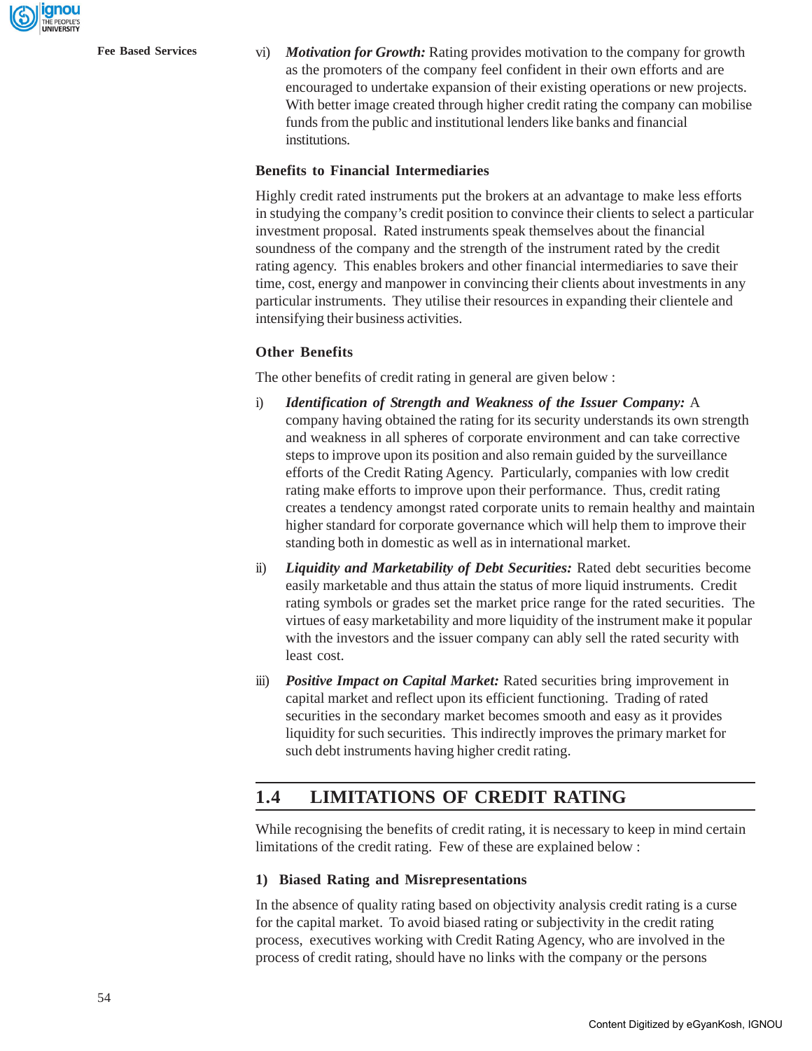vi) ***Motivation for Growth:*** Rating provides motivation to the company for growth as the promoters of the company feel confident in their own efforts and are encouraged to undertake expansion of their existing operations or new projects. With better image created through higher credit rating the company can mobilise funds from the public and institutional lenders like banks and financial institutions.

**Benefits to Financial Intermediaries**

Highly credit rated instruments put the brokers at an advantage to make less efforts in studying the company's credit position to convince their clients to select a particular investment proposal. Rated instruments speak themselves about the financial soundness of the company and the strength of the instrument rated by the credit rating agency. This enables brokers and other financial intermediaries to save their time, cost, energy and manpower in convincing their clients about investments in any particular instruments. They utilise their resources in expanding their clientele and intensifying their business activities.

**Other Benefits**

The other benefits of credit rating in general are given below :

i) ***Identification of Strength and Weakness of the Issuer Company:*** A company having obtained the rating for its security understands its own strength and weakness in all spheres of corporate environment and can take corrective steps to improve upon its position and also remain guided by the surveillance efforts of the Credit Rating Agency. Particularly, companies with low credit rating make efforts to improve upon their performance. Thus, credit rating creates a tendency amongst rated corporate units to remain healthy and maintain higher standard for corporate governance which will help them to improve their standing both in domestic as well as in international market.

ii) ***Liquidity and Marketability of Debt Securities:*** Rated debt securities become easily marketable and thus attain the status of more liquid instruments. Credit rating symbols or grades set the market price range for the rated securities. The virtues of easy marketability and more liquidity of the instrument make it popular with the investors and the issuer company can ably sell the rated security with least cost.

iii) ***Positive Impact on Capital Market:*** Rated securities bring improvement in capital market and reflect upon its efficient functioning. Trading of rated securities in the secondary market becomes smooth and easy as it provides liquidity for such securities. This indirectly improves the primary market for such debt instruments having higher credit rating.

## 1.4 LIMITATIONS OF CREDIT RATING

While recognising the benefits of credit rating, it is necessary to keep in mind certain limitations of the credit rating. Few of these are explained below :

**1) Biased Rating and Misrepresentations**

In the absence of quality rating based on objectivity analysis credit rating is a curse for the capital market. To avoid biased rating or subjectivity in the credit rating process, executives working with Credit Rating Agency, who are involved in the process of credit rating, should have no links with the company or the persons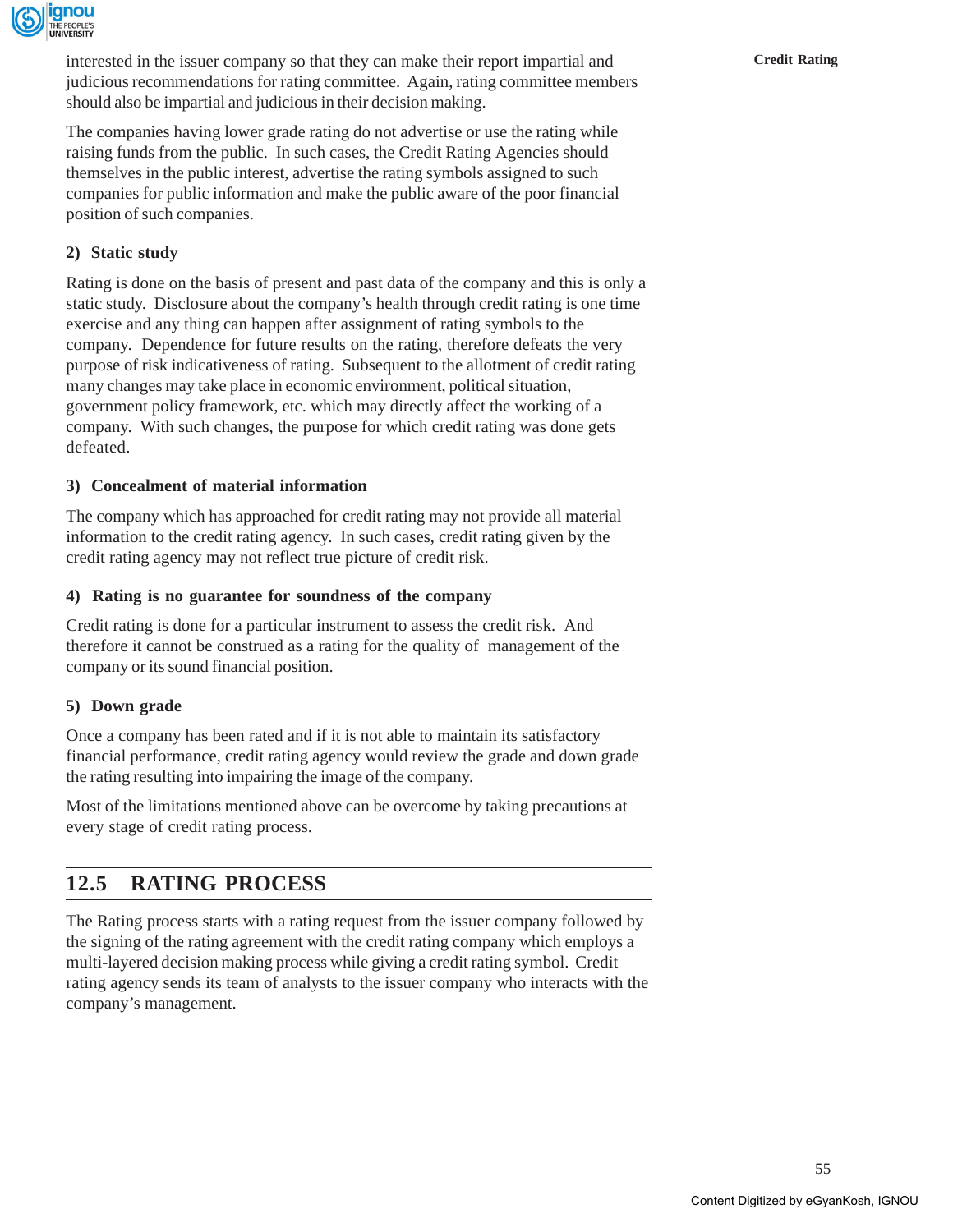interested in the issuer company so that they can make their report impartial and judicious recommendations for rating committee. Again, rating committee members should also be impartial and judicious in their decision making.

The companies having lower grade rating do not advertise or use the rating while raising funds from the public. In such cases, the Credit Rating Agencies should themselves in the public interest, advertise the rating symbols assigned to such companies for public information and make the public aware of the poor financial position of such companies.

**2) Static study**

Rating is done on the basis of present and past data of the company and this is only a static study. Disclosure about the company's health through credit rating is one time exercise and any thing can happen after assignment of rating symbols to the company. Dependence for future results on the rating, therefore defeats the very purpose of risk indicativeness of rating. Subsequent to the allotment of credit rating many changes may take place in economic environment, political situation, government policy framework, etc. which may directly affect the working of a company. With such changes, the purpose for which credit rating was done gets defeated.

**3) Concealment of material information**

The company which has approached for credit rating may not provide all material information to the credit rating agency. In such cases, credit rating given by the credit rating agency may not reflect true picture of credit risk.

**4) Rating is no guarantee for soundness of the company**

Credit rating is done for a particular instrument to assess the credit risk. And therefore it cannot be construed as a rating for the quality of management of the company or its sound financial position.

**5) Down grade**

Once a company has been rated and if it is not able to maintain its satisfactory financial performance, credit rating agency would review the grade and down grade the rating resulting into impairing the image of the company.

Most of the limitations mentioned above can be overcome by taking precautions at every stage of credit rating process.

## 12.5 RATING PROCESS

The Rating process starts with a rating request from the issuer company followed by the signing of the rating agreement with the credit rating company which employs a multi-layered decision making process while giving a credit rating symbol. Credit rating agency sends its team of analysts to the issuer company who interacts with the company's management.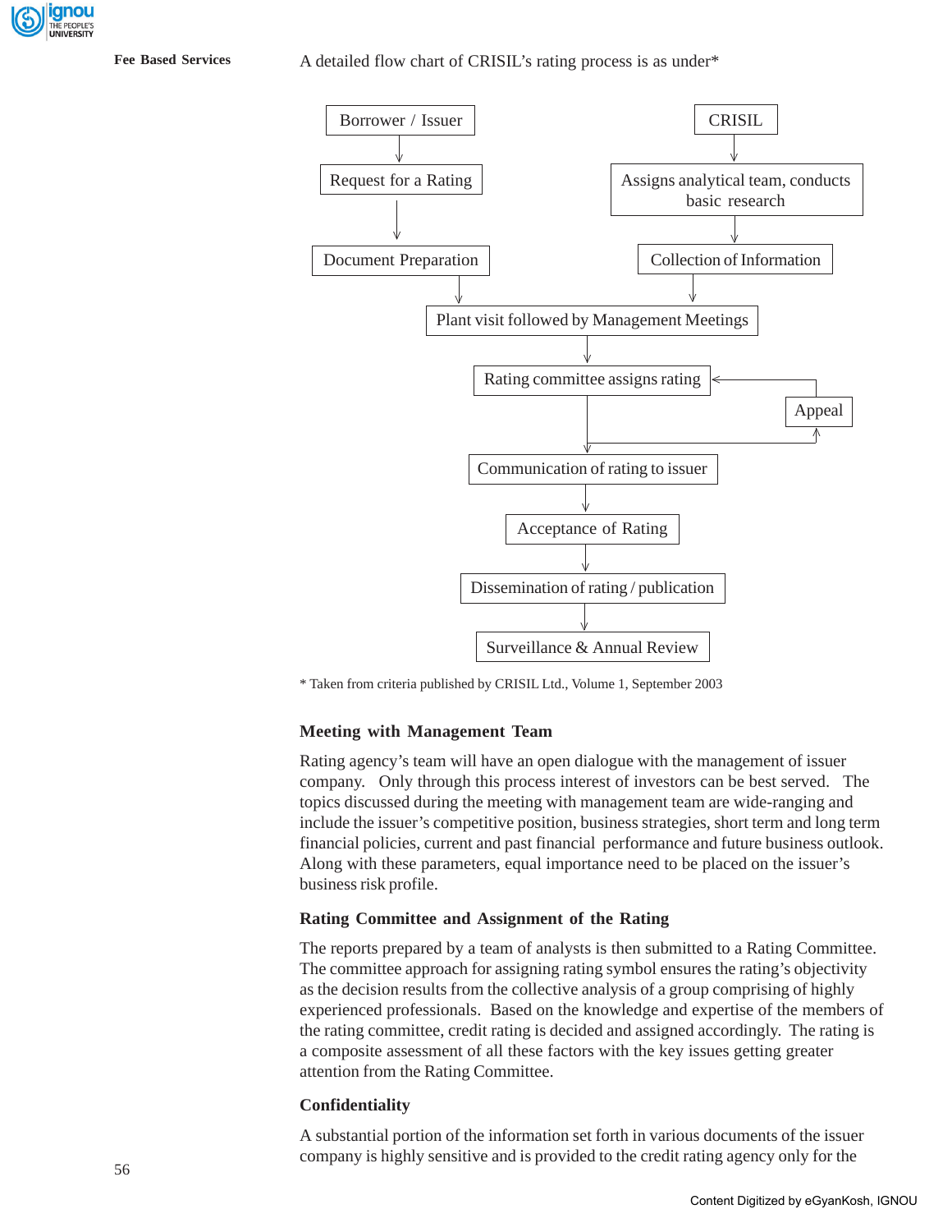A detailed flow chart of CRISIL's rating process is as under*

```
Borrower / Issuer                      CRISIL
       |                                  |
       v                                  v
Request for a Rating          Assigns analytical team, conducts
       |                              basic research
       v                                  |
Document Preparation                      v
       |                        Collection of Information
       |                                  |
       v                                  v
      Plant visit followed by Management Meetings
                         |
                         v
         Rating committee assigns rating  <------+
                         |                       |
                         |                    Appeal
                         |                       ^
                         +-----------------------+
                         v
        Communication of rating to issuer
                         |
                         v
               Acceptance of Rating
                         |
                         v
        Dissemination of rating / publication
                         |
                         v
          Surveillance & Annual Review
```

* Taken from criteria published by CRISIL Ltd., Volume 1, September 2003

### Meeting with Management Team

Rating agency's team will have an open dialogue with the management of issuer company. Only through this process interest of investors can be best served. The topics discussed during the meeting with management team are wide-ranging and include the issuer's competitive position, business strategies, short term and long term financial policies, current and past financial performance and future business outlook. Along with these parameters, equal importance need to be placed on the issuer's business risk profile.

### Rating Committee and Assignment of the Rating

The reports prepared by a team of analysts is then submitted to a Rating Committee. The committee approach for assigning rating symbol ensures the rating's objectivity as the decision results from the collective analysis of a group comprising of highly experienced professionals. Based on the knowledge and expertise of the members of the rating committee, credit rating is decided and assigned accordingly. The rating is a composite assessment of all these factors with the key issues getting greater attention from the Rating Committee.

### Confidentiality

A substantial portion of the information set forth in various documents of the issuer company is highly sensitive and is provided to the credit rating agency only for the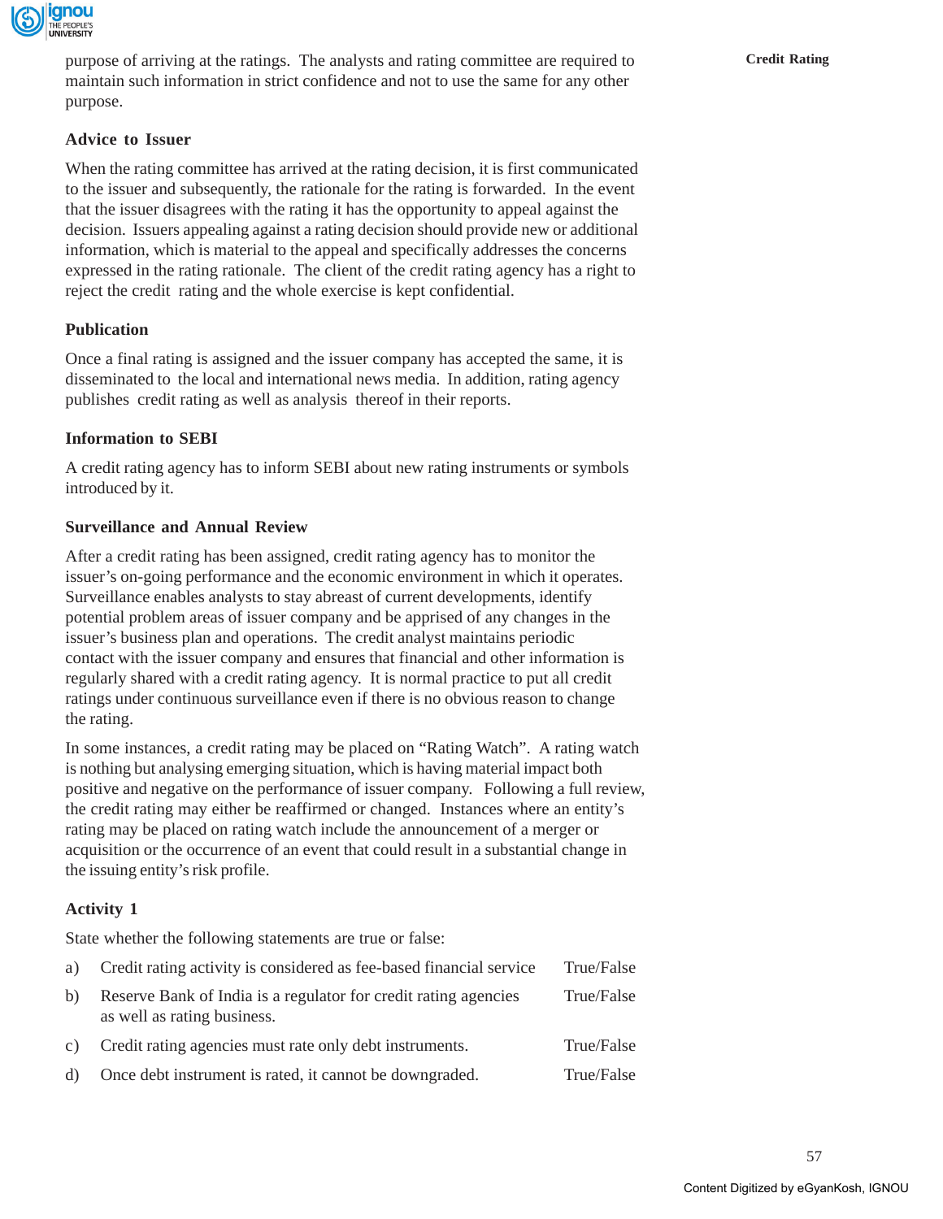purpose of arriving at the ratings. The analysts and rating committee are required to maintain such information in strict confidence and not to use the same for any other purpose.

### Advice to Issuer

When the rating committee has arrived at the rating decision, it is first communicated to the issuer and subsequently, the rationale for the rating is forwarded. In the event that the issuer disagrees with the rating it has the opportunity to appeal against the decision. Issuers appealing against a rating decision should provide new or additional information, which is material to the appeal and specifically addresses the concerns expressed in the rating rationale. The client of the credit rating agency has a right to reject the credit rating and the whole exercise is kept confidential.

### Publication

Once a final rating is assigned and the issuer company has accepted the same, it is disseminated to the local and international news media. In addition, rating agency publishes credit rating as well as analysis thereof in their reports.

### Information to SEBI

A credit rating agency has to inform SEBI about new rating instruments or symbols introduced by it.

### Surveillance and Annual Review

After a credit rating has been assigned, credit rating agency has to monitor the issuer's on-going performance and the economic environment in which it operates. Surveillance enables analysts to stay abreast of current developments, identify potential problem areas of issuer company and be apprised of any changes in the issuer's business plan and operations. The credit analyst maintains periodic contact with the issuer company and ensures that financial and other information is regularly shared with a credit rating agency. It is normal practice to put all credit ratings under continuous surveillance even if there is no obvious reason to change the rating.

In some instances, a credit rating may be placed on "Rating Watch". A rating watch is nothing but analysing emerging situation, which is having material impact both positive and negative on the performance of issuer company. Following a full review, the credit rating may either be reaffirmed or changed. Instances where an entity's rating may be placed on rating watch include the announcement of a merger or acquisition or the occurrence of an event that could result in a substantial change in the issuing entity's risk profile.

### Activity 1

State whether the following statements are true or false:

a) Credit rating activity is considered as fee-based financial service — True/False

b) Reserve Bank of India is a regulator for credit rating agencies as well as rating business. — True/False

c) Credit rating agencies must rate only debt instruments. — True/False

d) Once debt instrument is rated, it cannot be downgraded. — True/False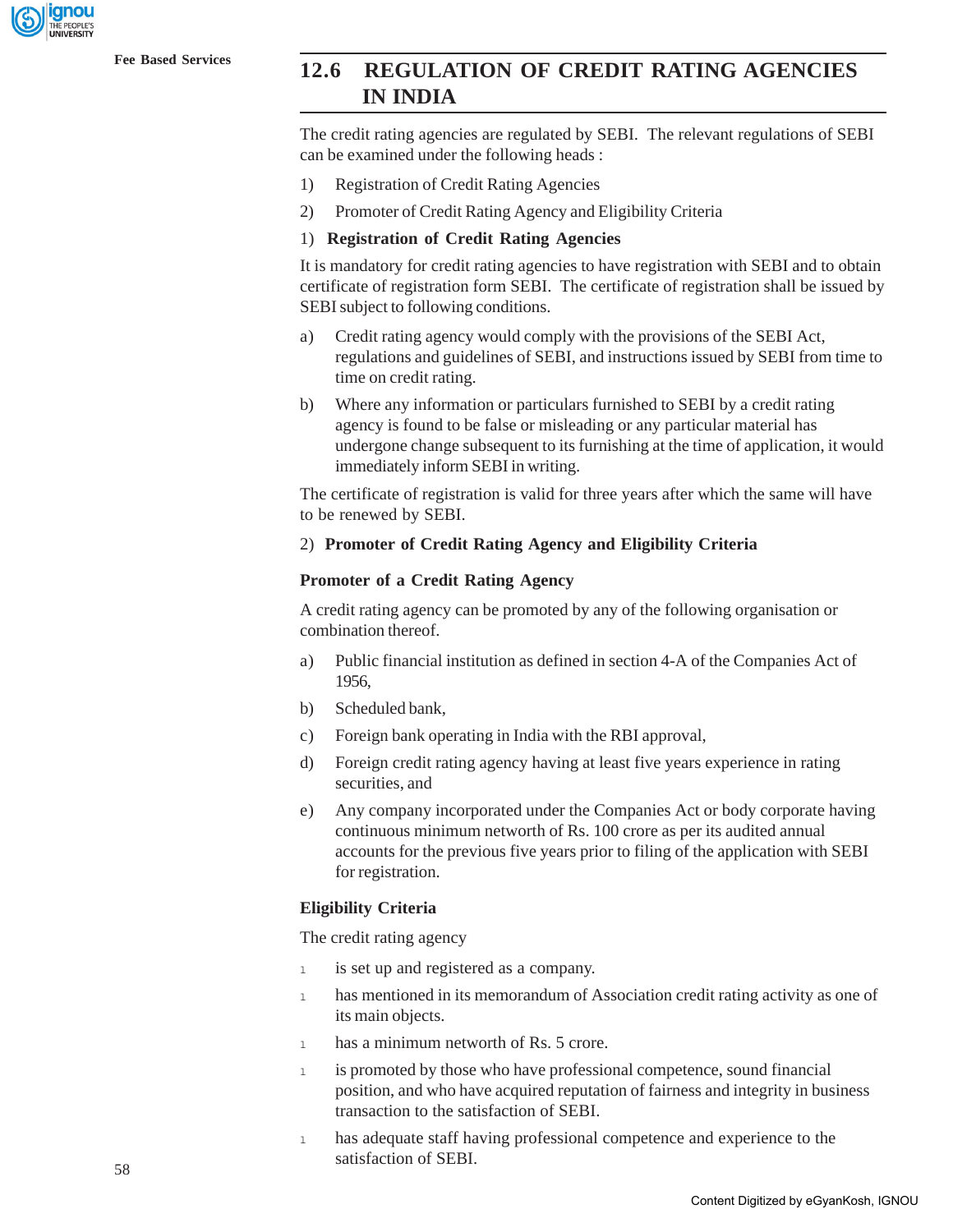## 12.6 REGULATION OF CREDIT RATING AGENCIES IN INDIA

The credit rating agencies are regulated by SEBI. The relevant regulations of SEBI can be examined under the following heads :

1) Registration of Credit Rating Agencies
2) Promoter of Credit Rating Agency and Eligibility Criteria

1) **Registration of Credit Rating Agencies**

It is mandatory for credit rating agencies to have registration with SEBI and to obtain certificate of registration form SEBI. The certificate of registration shall be issued by SEBI subject to following conditions.

a) Credit rating agency would comply with the provisions of the SEBI Act, regulations and guidelines of SEBI, and instructions issued by SEBI from time to time on credit rating.

b) Where any information or particulars furnished to SEBI by a credit rating agency is found to be false or misleading or any particular material has undergone change subsequent to its furnishing at the time of application, it would immediately inform SEBI in writing.

The certificate of registration is valid for three years after which the same will have to be renewed by SEBI.

2) **Promoter of Credit Rating Agency and Eligibility Criteria**

**Promoter of a Credit Rating Agency**

A credit rating agency can be promoted by any of the following organisation or combination thereof.

a) Public financial institution as defined in section 4-A of the Companies Act of 1956,

b) Scheduled bank,

c) Foreign bank operating in India with the RBI approval,

d) Foreign credit rating agency having at least five years experience in rating securities, and

e) Any company incorporated under the Companies Act or body corporate having continuous minimum networth of Rs. 100 crore as per its audited annual accounts for the previous five years prior to filing of the application with SEBI for registration.

**Eligibility Criteria**

The credit rating agency

- is set up and registered as a company.
- has mentioned in its memorandum of Association credit rating activity as one of its main objects.
- has a minimum networth of Rs. 5 crore.
- is promoted by those who have professional competence, sound financial position, and who have acquired reputation of fairness and integrity in business transaction to the satisfaction of SEBI.
- has adequate staff having professional competence and experience to the satisfaction of SEBI.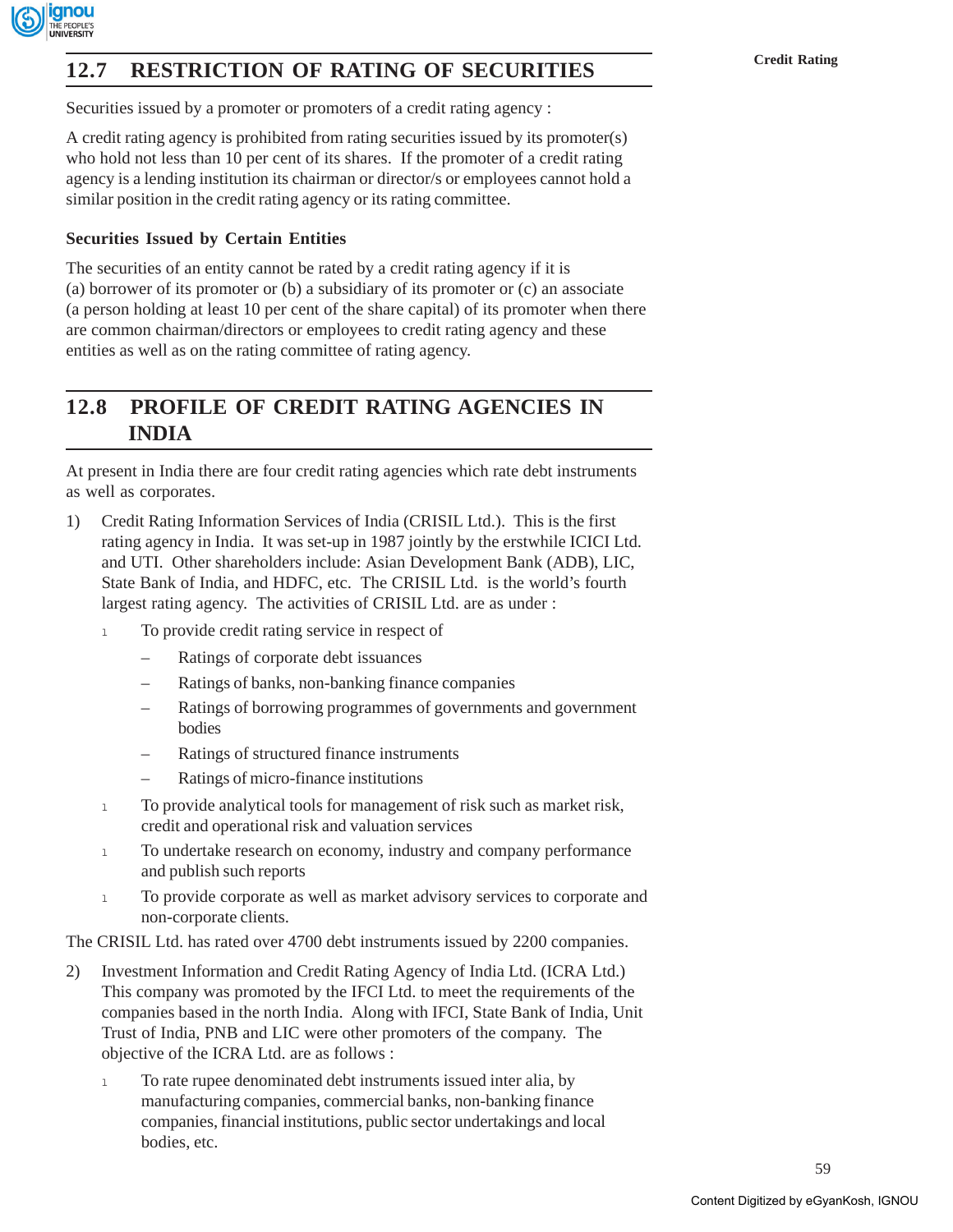## 12.7 RESTRICTION OF RATING OF SECURITIES

Securities issued by a promoter or promoters of a credit rating agency :

A credit rating agency is prohibited from rating securities issued by its promoter(s) who hold not less than 10 per cent of its shares. If the promoter of a credit rating agency is a lending institution its chairman or director/s or employees cannot hold a similar position in the credit rating agency or its rating committee.

### Securities Issued by Certain Entities

The securities of an entity cannot be rated by a credit rating agency if it is (a) borrower of its promoter or (b) a subsidiary of its promoter or (c) an associate (a person holding at least 10 per cent of the share capital) of its promoter when there are common chairman/directors or employees to credit rating agency and these entities as well as on the rating committee of rating agency.

## 12.8 PROFILE OF CREDIT RATING AGENCIES IN INDIA

At present in India there are four credit rating agencies which rate debt instruments as well as corporates.

1) Credit Rating Information Services of India (CRISIL Ltd.). This is the first rating agency in India. It was set-up in 1987 jointly by the erstwhile ICICI Ltd. and UTI. Other shareholders include: Asian Development Bank (ADB), LIC, State Bank of India, and HDFC, etc. The CRISIL Ltd. is the world's fourth largest rating agency. The activities of CRISIL Ltd. are as under :

   - To provide credit rating service in respect of
     - Ratings of corporate debt issuances
     - Ratings of banks, non-banking finance companies
     - Ratings of borrowing programmes of governments and government bodies
     - Ratings of structured finance instruments
     - Ratings of micro-finance institutions
   - To provide analytical tools for management of risk such as market risk, credit and operational risk and valuation services
   - To undertake research on economy, industry and company performance and publish such reports
   - To provide corporate as well as market advisory services to corporate and non-corporate clients.

The CRISIL Ltd. has rated over 4700 debt instruments issued by 2200 companies.

2) Investment Information and Credit Rating Agency of India Ltd. (ICRA Ltd.) This company was promoted by the IFCI Ltd. to meet the requirements of the companies based in the north India. Along with IFCI, State Bank of India, Unit Trust of India, PNB and LIC were other promoters of the company. The objective of the ICRA Ltd. are as follows :

   - To rate rupee denominated debt instruments issued inter alia, by manufacturing companies, commercial banks, non-banking finance companies, financial institutions, public sector undertakings and local bodies, etc.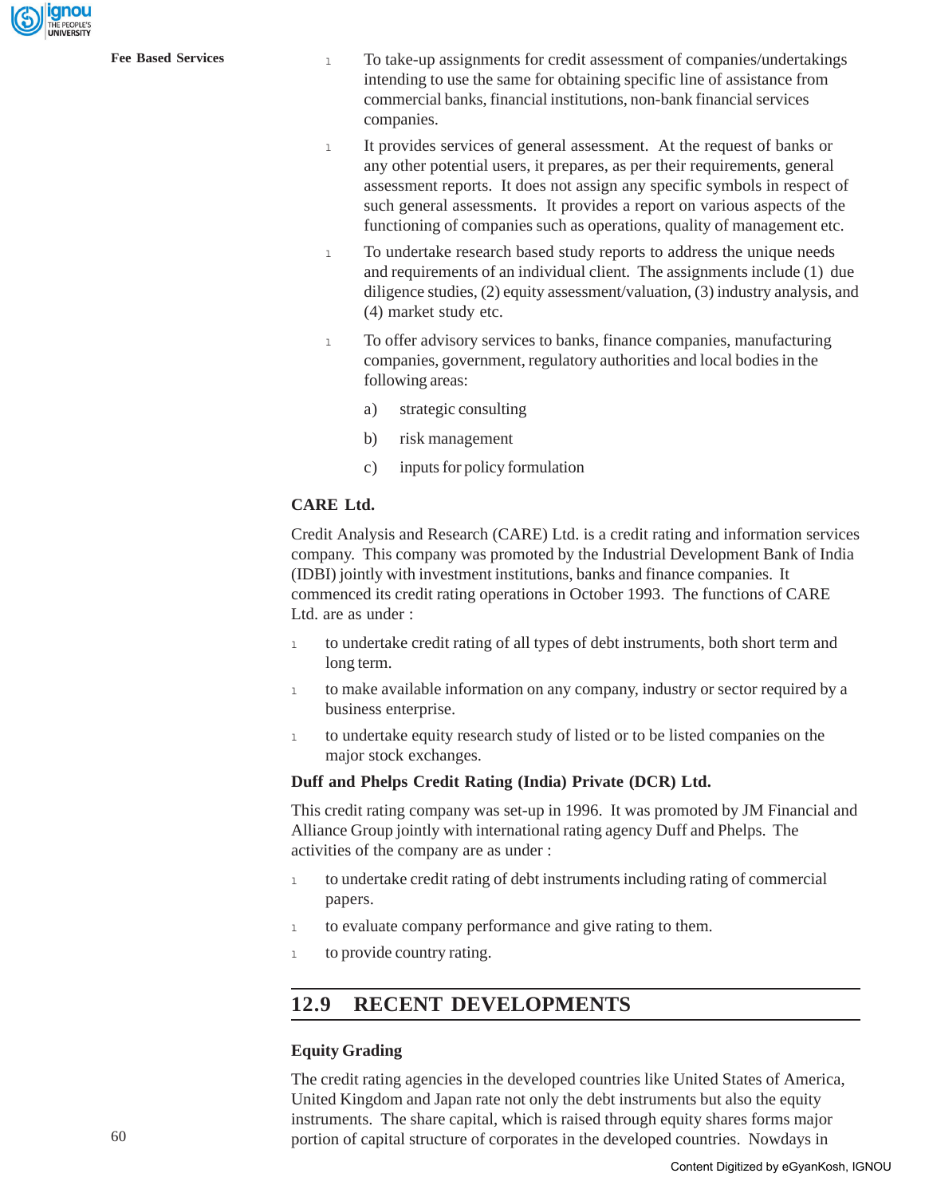- To take-up assignments for credit assessment of companies/undertakings intending to use the same for obtaining specific line of assistance from commercial banks, financial institutions, non-bank financial services companies.
- It provides services of general assessment. At the request of banks or any other potential users, it prepares, as per their requirements, general assessment reports. It does not assign any specific symbols in respect of such general assessments. It provides a report on various aspects of the functioning of companies such as operations, quality of management etc.
- To undertake research based study reports to address the unique needs and requirements of an individual client. The assignments include (1) due diligence studies, (2) equity assessment/valuation, (3) industry analysis, and (4) market study etc.
- To offer advisory services to banks, finance companies, manufacturing companies, government, regulatory authorities and local bodies in the following areas:

  a) strategic consulting

  b) risk management

  c) inputs for policy formulation

**CARE Ltd.**

Credit Analysis and Research (CARE) Ltd. is a credit rating and information services company. This company was promoted by the Industrial Development Bank of India (IDBI) jointly with investment institutions, banks and finance companies. It commenced its credit rating operations in October 1993. The functions of CARE Ltd. are as under :

- to undertake credit rating of all types of debt instruments, both short term and long term.
- to make available information on any company, industry or sector required by a business enterprise.
- to undertake equity research study of listed or to be listed companies on the major stock exchanges.

**Duff and Phelps Credit Rating (India) Private (DCR) Ltd.**

This credit rating company was set-up in 1996. It was promoted by JM Financial and Alliance Group jointly with international rating agency Duff and Phelps. The activities of the company are as under :

- to undertake credit rating of debt instruments including rating of commercial papers.
- to evaluate company performance and give rating to them.
- to provide country rating.

## 12.9 RECENT DEVELOPMENTS

**Equity Grading**

The credit rating agencies in the developed countries like United States of America, United Kingdom and Japan rate not only the debt instruments but also the equity instruments. The share capital, which is raised through equity shares forms major portion of capital structure of corporates in the developed countries. Nowdays in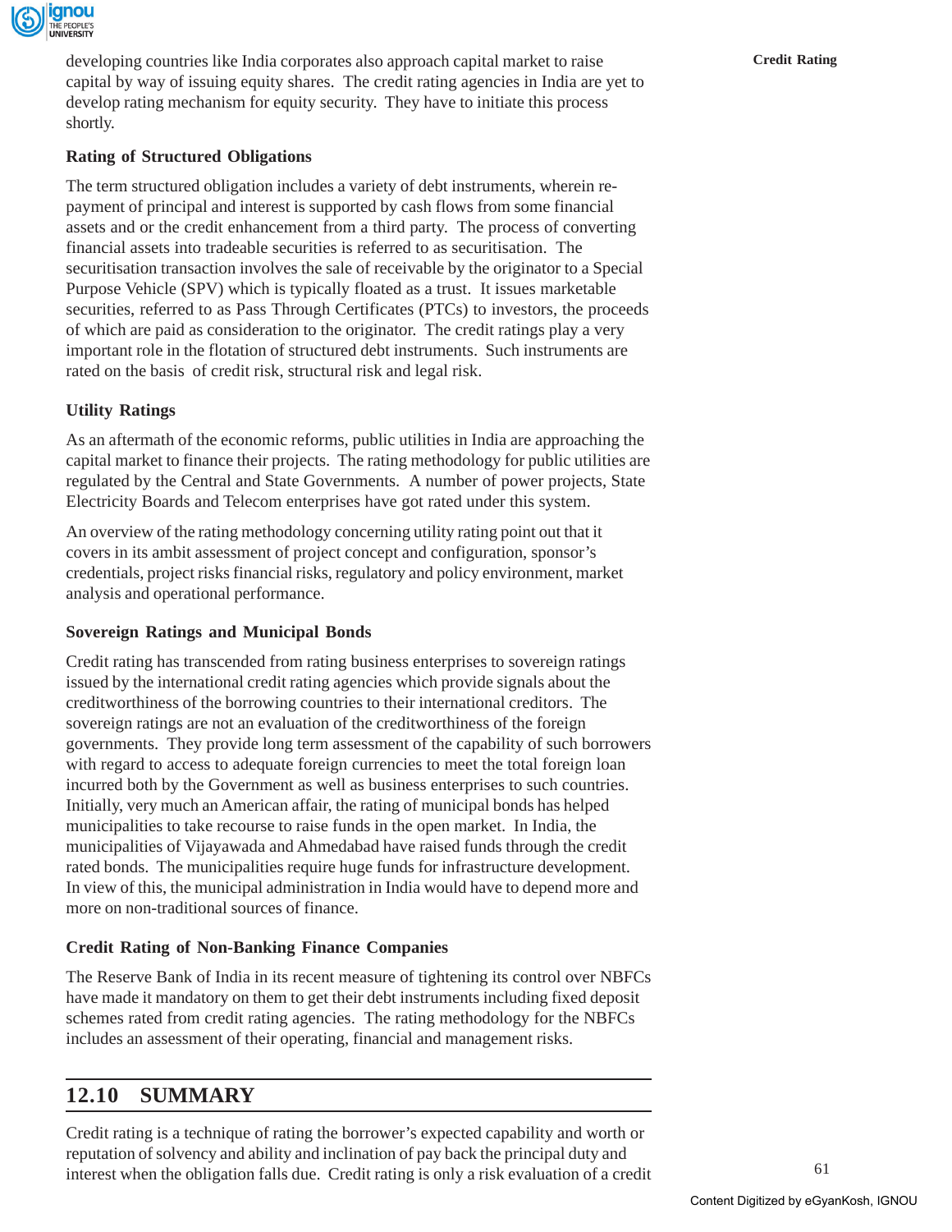developing countries like India corporates also approach capital market to raise capital by way of issuing equity shares. The credit rating agencies in India are yet to develop rating mechanism for equity security. They have to initiate this process shortly.

**Rating of Structured Obligations**

The term structured obligation includes a variety of debt instruments, wherein re-payment of principal and interest is supported by cash flows from some financial assets and or the credit enhancement from a third party. The process of converting financial assets into tradeable securities is referred to as securitisation. The securitisation transaction involves the sale of receivable by the originator to a Special Purpose Vehicle (SPV) which is typically floated as a trust. It issues marketable securities, referred to as Pass Through Certificates (PTCs) to investors, the proceeds of which are paid as consideration to the originator. The credit ratings play a very important role in the flotation of structured debt instruments. Such instruments are rated on the basis of credit risk, structural risk and legal risk.

**Utility Ratings**

As an aftermath of the economic reforms, public utilities in India are approaching the capital market to finance their projects. The rating methodology for public utilities are regulated by the Central and State Governments. A number of power projects, State Electricity Boards and Telecom enterprises have got rated under this system.

An overview of the rating methodology concerning utility rating point out that it covers in its ambit assessment of project concept and configuration, sponsor's credentials, project risks financial risks, regulatory and policy environment, market analysis and operational performance.

**Sovereign Ratings and Municipal Bonds**

Credit rating has transcended from rating business enterprises to sovereign ratings issued by the international credit rating agencies which provide signals about the creditworthiness of the borrowing countries to their international creditors. The sovereign ratings are not an evaluation of the creditworthiness of the foreign governments. They provide long term assessment of the capability of such borrowers with regard to access to adequate foreign currencies to meet the total foreign loan incurred both by the Government as well as business enterprises to such countries. Initially, very much an American affair, the rating of municipal bonds has helped municipalities to take recourse to raise funds in the open market. In India, the municipalities of Vijayawada and Ahmedabad have raised funds through the credit rated bonds. The municipalities require huge funds for infrastructure development. In view of this, the municipal administration in India would have to depend more and more on non-traditional sources of finance.

**Credit Rating of Non-Banking Finance Companies**

The Reserve Bank of India in its recent measure of tightening its control over NBFCs have made it mandatory on them to get their debt instruments including fixed deposit schemes rated from credit rating agencies. The rating methodology for the NBFCs includes an assessment of their operating, financial and management risks.

## 12.10 SUMMARY

Credit rating is a technique of rating the borrower's expected capability and worth or reputation of solvency and ability and inclination of pay back the principal duty and interest when the obligation falls due. Credit rating is only a risk evaluation of a credit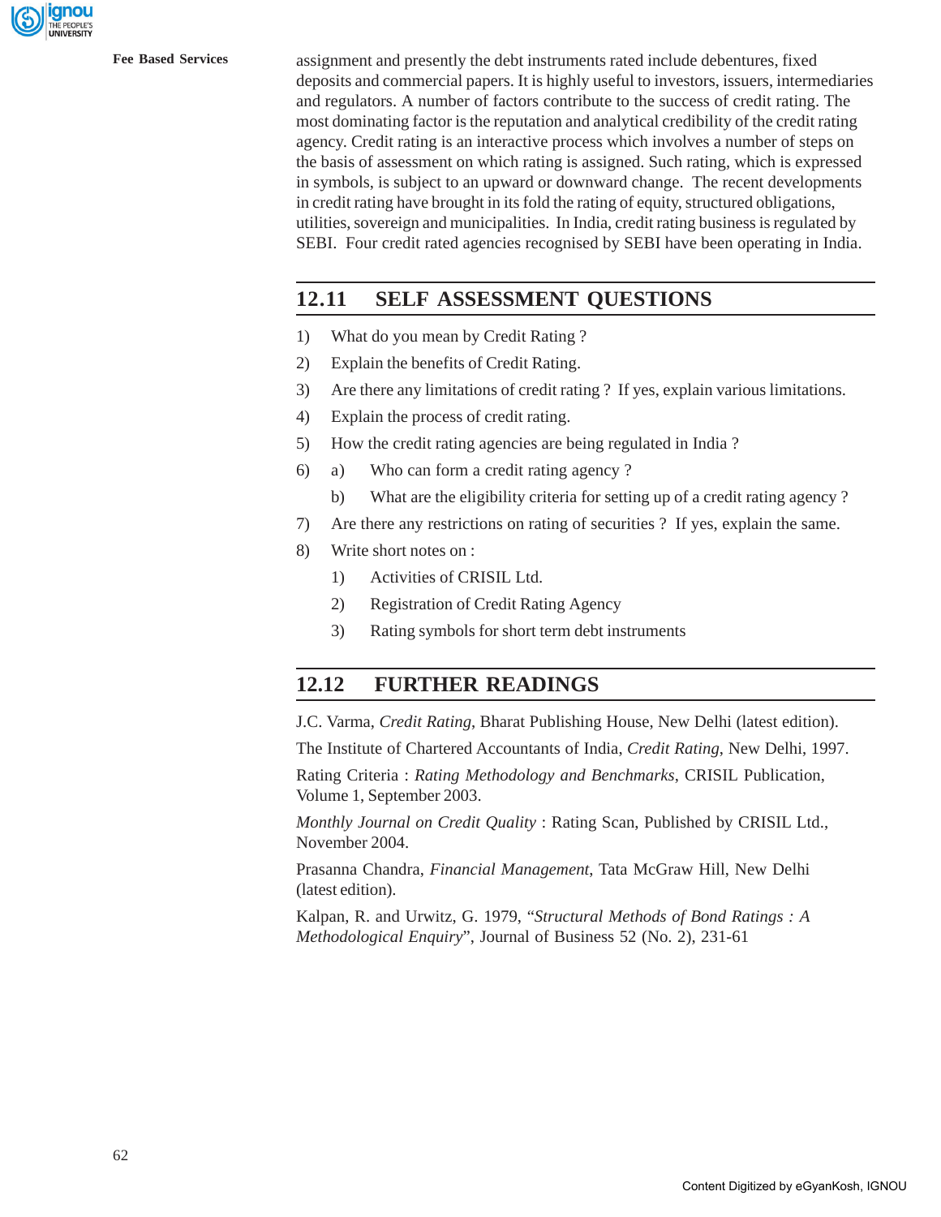assignment and presently the debt instruments rated include debentures, fixed deposits and commercial papers. It is highly useful to investors, issuers, intermediaries and regulators. A number of factors contribute to the success of credit rating. The most dominating factor is the reputation and analytical credibility of the credit rating agency. Credit rating is an interactive process which involves a number of steps on the basis of assessment on which rating is assigned. Such rating, which is expressed in symbols, is subject to an upward or downward change. The recent developments in credit rating have brought in its fold the rating of equity, structured obligations, utilities, sovereign and municipalities. In India, credit rating business is regulated by SEBI. Four credit rated agencies recognised by SEBI have been operating in India.

## 12.11 SELF ASSESSMENT QUESTIONS

1) What do you mean by Credit Rating ?
2) Explain the benefits of Credit Rating.
3) Are there any limitations of credit rating ? If yes, explain various limitations.
4) Explain the process of credit rating.
5) How the credit rating agencies are being regulated in India ?
6) a) Who can form a credit rating agency ?

   b) What are the eligibility criteria for setting up of a credit rating agency ?
7) Are there any restrictions on rating of securities ? If yes, explain the same.
8) Write short notes on :

   1) Activities of CRISIL Ltd.

   2) Registration of Credit Rating Agency

   3) Rating symbols for short term debt instruments

## 12.12 FURTHER READINGS

J.C. Varma, *Credit Rating*, Bharat Publishing House, New Delhi (latest edition).

The Institute of Chartered Accountants of India, *Credit Rating*, New Delhi, 1997.

Rating Criteria : *Rating Methodology and Benchmarks*, CRISIL Publication, Volume 1, September 2003.

*Monthly Journal on Credit Quality* : Rating Scan, Published by CRISIL Ltd., November 2004.

Prasanna Chandra, *Financial Management*, Tata McGraw Hill, New Delhi (latest edition).

Kalpan, R. and Urwitz, G. 1979, "*Structural Methods of Bond Ratings : A Methodological Enquiry*", Journal of Business 52 (No. 2), 231-61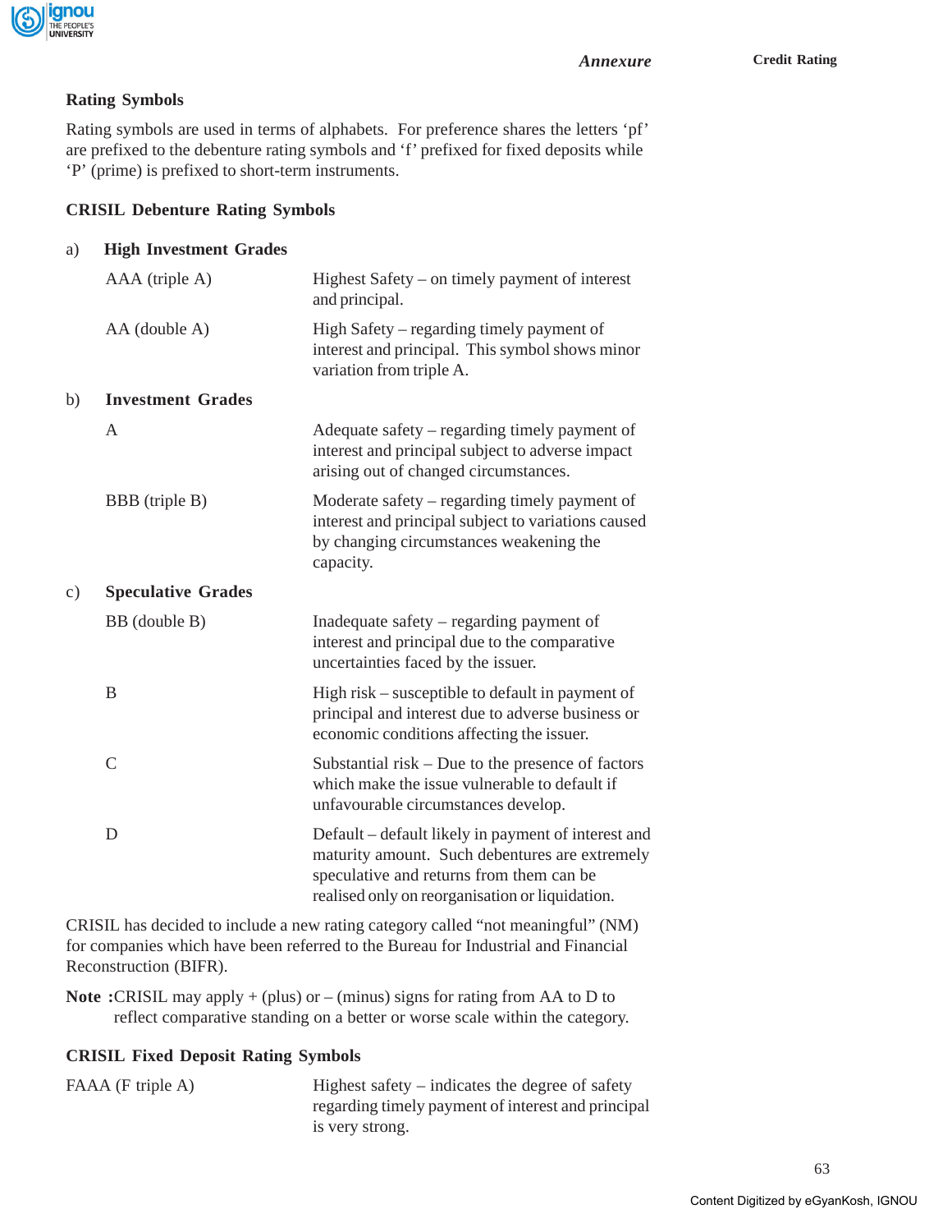## Rating Symbols

Rating symbols are used in terms of alphabets. For preference shares the letters 'pf' are prefixed to the debenture rating symbols and 'f' prefixed for fixed deposits while 'P' (prime) is prefixed to short-term instruments.

### CRISIL Debenture Rating Symbols

a) **High Investment Grades**

| | |
|---|---|
| AAA (triple A) | Highest Safety – on timely payment of interest and principal. |
| AA (double A) | High Safety – regarding timely payment of interest and principal. This symbol shows minor variation from triple A. |

b) **Investment Grades**

| | |
|---|---|
| A | Adequate safety – regarding timely payment of interest and principal subject to adverse impact arising out of changed circumstances. |
| BBB (triple B) | Moderate safety – regarding timely payment of interest and principal subject to variations caused by changing circumstances weakening the capacity. |

c) **Speculative Grades**

| | |
|---|---|
| BB (double B) | Inadequate safety – regarding payment of interest and principal due to the comparative uncertainties faced by the issuer. |
| B | High risk – susceptible to default in payment of principal and interest due to adverse business or economic conditions affecting the issuer. |
| C | Substantial risk – Due to the presence of factors which make the issue vulnerable to default if unfavourable circumstances develop. |
| D | Default – default likely in payment of interest and maturity amount. Such debentures are extremely speculative and returns from them can be realised only on reorganisation or liquidation. |

CRISIL has decided to include a new rating category called "not meaningful" (NM) for companies which have been referred to the Bureau for Industrial and Financial Reconstruction (BIFR).

**Note :** CRISIL may apply + (plus) or – (minus) signs for rating from AA to D to reflect comparative standing on a better or worse scale within the category.

### CRISIL Fixed Deposit Rating Symbols

| | |
|---|---|
| FAAA (F triple A) | Highest safety – indicates the degree of safety regarding timely payment of interest and principal is very strong. |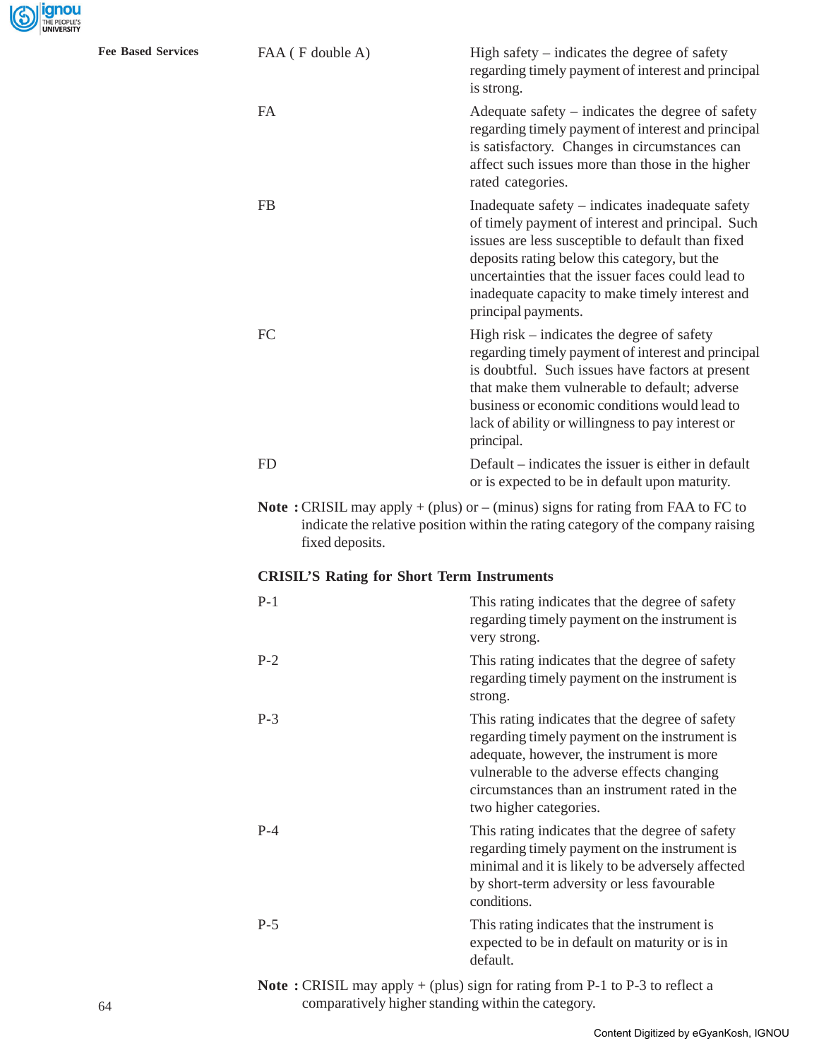| | |
|---|---|
| FAA ( F double A) | High safety – indicates the degree of safety regarding timely payment of interest and principal is strong. |
| FA | Adequate safety – indicates the degree of safety regarding timely payment of interest and principal is satisfactory. Changes in circumstances can affect such issues more than those in the higher rated categories. |
| FB | Inadequate safety – indicates inadequate safety of timely payment of interest and principal. Such issues are less susceptible to default than fixed deposits rating below this category, but the uncertainties that the issuer faces could lead to inadequate capacity to make timely interest and principal payments. |
| FC | High risk – indicates the degree of safety regarding timely payment of interest and principal is doubtful. Such issues have factors at present that make them vulnerable to default; adverse business or economic conditions would lead to lack of ability or willingness to pay interest or principal. |
| FD | Default – indicates the issuer is either in default or is expected to be in default upon maturity. |

**Note :** CRISIL may apply + (plus) or – (minus) signs for rating from FAA to FC to indicate the relative position within the rating category of the company raising fixed deposits.

**CRISIL'S Rating for Short Term Instruments**

| | |
|---|---|
| P-1 | This rating indicates that the degree of safety regarding timely payment on the instrument is very strong. |
| P-2 | This rating indicates that the degree of safety regarding timely payment on the instrument is strong. |
| P-3 | This rating indicates that the degree of safety regarding timely payment on the instrument is adequate, however, the instrument is more vulnerable to the adverse effects changing circumstances than an instrument rated in the two higher categories. |
| P-4 | This rating indicates that the degree of safety regarding timely payment on the instrument is minimal and it is likely to be adversely affected by short-term adversity or less favourable conditions. |
| P-5 | This rating indicates that the instrument is expected to be in default on maturity or is in default. |

**Note :** CRISIL may apply + (plus) sign for rating from P-1 to P-3 to reflect a comparatively higher standing within the category.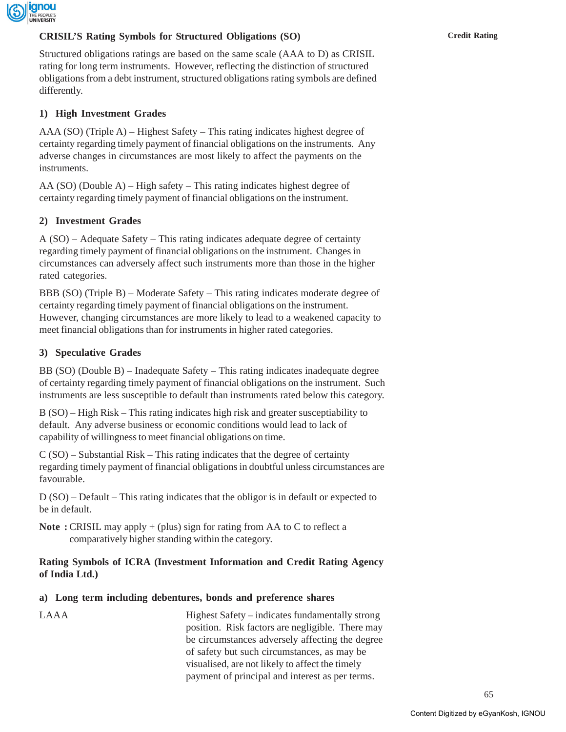## CRISIL'S Rating Symbols for Structured Obligations (SO)

Structured obligations ratings are based on the same scale (AAA to D) as CRISIL rating for long term instruments. However, reflecting the distinction of structured obligations from a debt instrument, structured obligations rating symbols are defined differently.

### 1) High Investment Grades

AAA (SO) (Triple A) – Highest Safety – This rating indicates highest degree of certainty regarding timely payment of financial obligations on the instruments. Any adverse changes in circumstances are most likely to affect the payments on the instruments.

AA (SO) (Double A) – High safety – This rating indicates highest degree of certainty regarding timely payment of financial obligations on the instrument.

### 2) Investment Grades

A (SO) – Adequate Safety – This rating indicates adequate degree of certainty regarding timely payment of financial obligations on the instrument. Changes in circumstances can adversely affect such instruments more than those in the higher rated categories.

BBB (SO) (Triple B) – Moderate Safety – This rating indicates moderate degree of certainty regarding timely payment of financial obligations on the instrument. However, changing circumstances are more likely to lead to a weakened capacity to meet financial obligations than for instruments in higher rated categories.

### 3) Speculative Grades

BB (SO) (Double B) – Inadequate Safety – This rating indicates inadequate degree of certainty regarding timely payment of financial obligations on the instrument. Such instruments are less susceptible to default than instruments rated below this category.

B (SO) – High Risk – This rating indicates high risk and greater susceptiability to default. Any adverse business or economic conditions would lead to lack of capability of willingness to meet financial obligations on time.

C (SO) – Substantial Risk – This rating indicates that the degree of certainty regarding timely payment of financial obligations in doubtful unless circumstances are favourable.

D (SO) – Default – This rating indicates that the obligor is in default or expected to be in default.

**Note :** CRISIL may apply + (plus) sign for rating from AA to C to reflect a comparatively higher standing within the category.

## Rating Symbols of ICRA (Investment Information and Credit Rating Agency of India Ltd.)

### a) Long term including debentures, bonds and preference shares

| | |
|---|---|
| LAAA | Highest Safety – indicates fundamentally strong position. Risk factors are negligible. There may be circumstances adversely affecting the degree of safety but such circumstances, as may be visualised, are not likely to affect the timely payment of principal and interest as per terms. |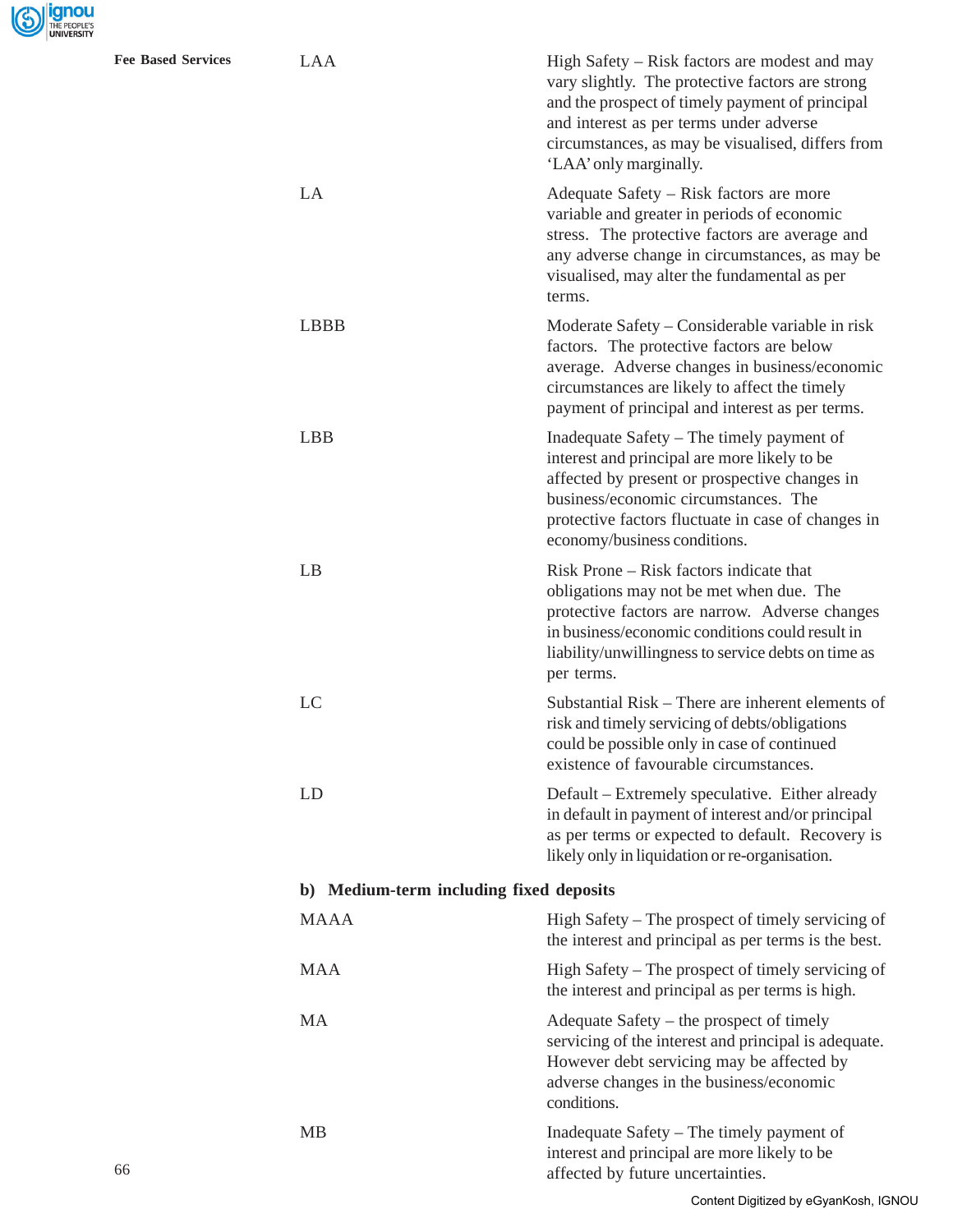| | |
|---|---|
| LAA | High Safety – Risk factors are modest and may vary slightly. The protective factors are strong and the prospect of timely payment of principal and interest as per terms under adverse circumstances, as may be visualised, differs from 'LAA' only marginally. |
| LA | Adequate Safety – Risk factors are more variable and greater in periods of economic stress. The protective factors are average and any adverse change in circumstances, as may be visualised, may alter the fundamental as per terms. |
| LBBB | Moderate Safety – Considerable variable in risk factors. The protective factors are below average. Adverse changes in business/economic circumstances are likely to affect the timely payment of principal and interest as per terms. |
| LBB | Inadequate Safety – The timely payment of interest and principal are more likely to be affected by present or prospective changes in business/economic circumstances. The protective factors fluctuate in case of changes in economy/business conditions. |
| LB | Risk Prone – Risk factors indicate that obligations may not be met when due. The protective factors are narrow. Adverse changes in business/economic conditions could result in liability/unwillingness to service debts on time as per terms. |
| LC | Substantial Risk – There are inherent elements of risk and timely servicing of debts/obligations could be possible only in case of continued existence of favourable circumstances. |
| LD | Default – Extremely speculative. Either already in default in payment of interest and/or principal as per terms or expected to default. Recovery is likely only in liquidation or re-organisation. |

**b) Medium-term including fixed deposits**

| | |
|---|---|
| MAAA | High Safety – The prospect of timely servicing of the interest and principal as per terms is the best. |
| MAA | High Safety – The prospect of timely servicing of the interest and principal as per terms is high. |
| MA | Adequate Safety – the prospect of timely servicing of the interest and principal is adequate. However debt servicing may be affected by adverse changes in the business/economic conditions. |
| MB | Inadequate Safety – The timely payment of interest and principal are more likely to be affected by future uncertainties. |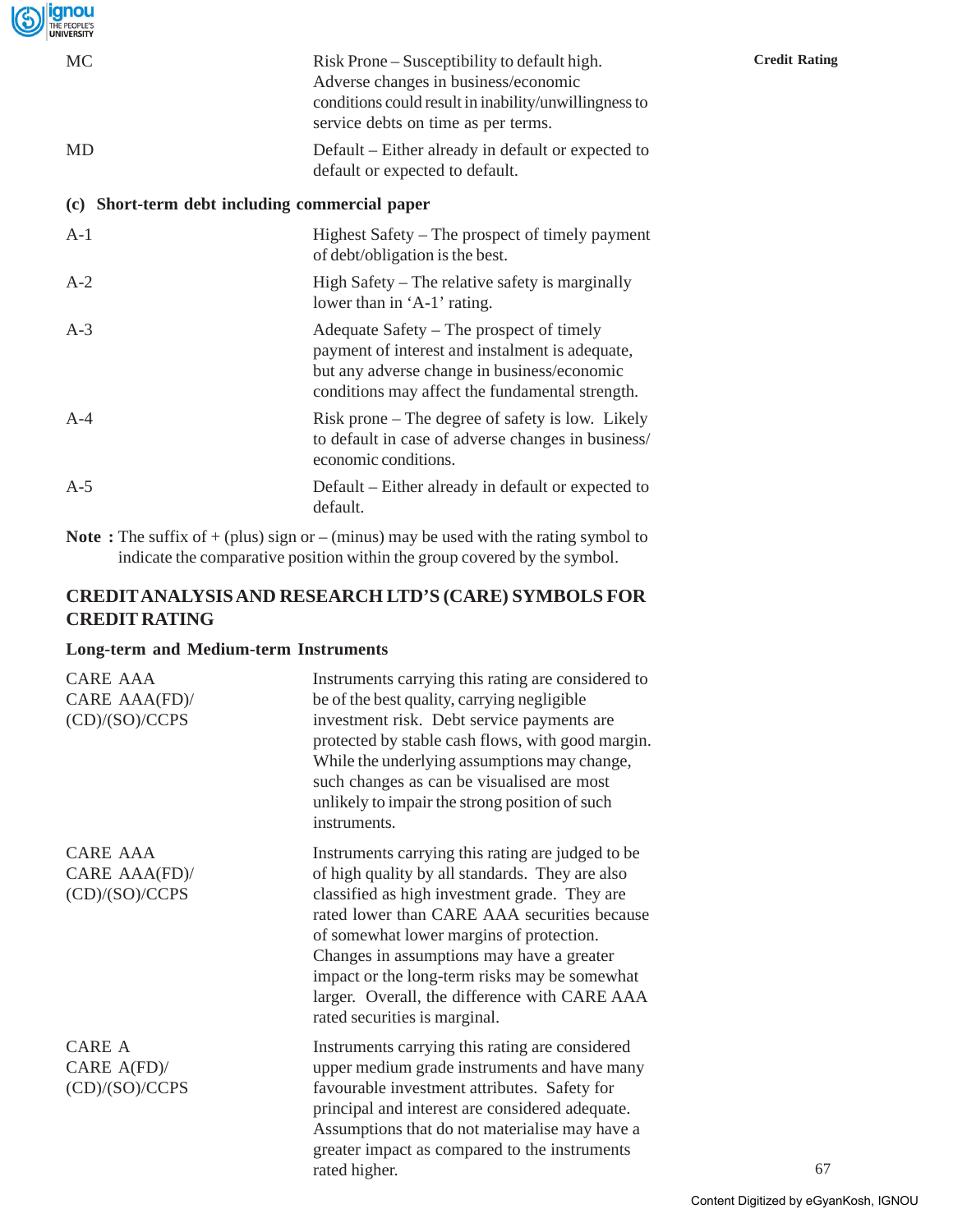| | |
|---|---|
| MC | Risk Prone – Susceptibility to default high. Adverse changes in business/economic conditions could result in inability/unwillingness to service debts on time as per terms. |
| MD | Default – Either already in default or expected to default or expected to default. |

**(c) Short-term debt including commercial paper**

| | |
|---|---|
| A-1 | Highest Safety – The prospect of timely payment of debt/obligation is the best. |
| A-2 | High Safety – The relative safety is marginally lower than in 'A-1' rating. |
| A-3 | Adequate Safety – The prospect of timely payment of interest and instalment is adequate, but any adverse change in business/economic conditions may affect the fundamental strength. |
| A-4 | Risk prone – The degree of safety is low. Likely to default in case of adverse changes in business/ economic conditions. |
| A-5 | Default – Either already in default or expected to default. |

**Note :** The suffix of + (plus) sign or – (minus) may be used with the rating symbol to indicate the comparative position within the group covered by the symbol.

## CREDIT ANALYSIS AND RESEARCH LTD'S (CARE) SYMBOLS FOR CREDIT RATING

**Long-term and Medium-term Instruments**

| | |
|---|---|
| CARE AAA<br>CARE AAA(FD)/<br>(CD)/(SO)/CCPS | Instruments carrying this rating are considered to be of the best quality, carrying negligible investment risk. Debt service payments are protected by stable cash flows, with good margin. While the underlying assumptions may change, such changes as can be visualised are most unlikely to impair the strong position of such instruments. |
| CARE AAA<br>CARE AAA(FD)/<br>(CD)/(SO)/CCPS | Instruments carrying this rating are judged to be of high quality by all standards. They are also classified as high investment grade. They are rated lower than CARE AAA securities because of somewhat lower margins of protection. Changes in assumptions may have a greater impact or the long-term risks may be somewhat larger. Overall, the difference with CARE AAA rated securities is marginal. |
| CARE A<br>CARE A(FD)/<br>(CD)/(SO)/CCPS | Instruments carrying this rating are considered upper medium grade instruments and have many favourable investment attributes. Safety for principal and interest are considered adequate. Assumptions that do not materialise may have a greater impact as compared to the instruments rated higher. |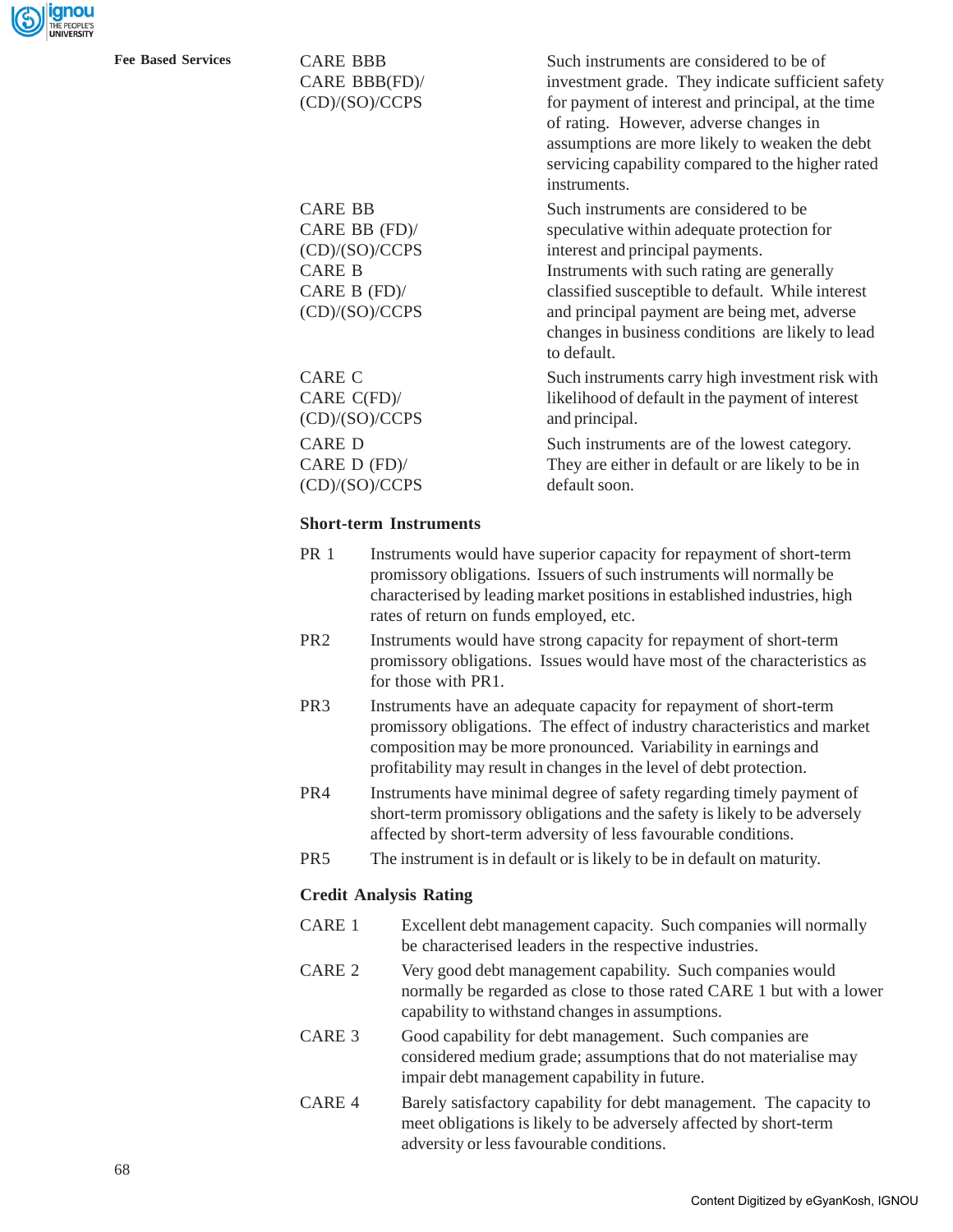| | |
|---|---|
| CARE BBB<br>CARE BBB(FD)/<br>(CD)/(SO)/CCPS | Such instruments are considered to be of investment grade. They indicate sufficient safety for payment of interest and principal, at the time of rating. However, adverse changes in assumptions are more likely to weaken the debt servicing capability compared to the higher rated instruments. |
| CARE BB<br>CARE BB (FD)/<br>(CD)/(SO)/CCPS | Such instruments are considered to be speculative within adequate protection for interest and principal payments. |
| CARE B<br>CARE B (FD)/<br>(CD)/(SO)/CCPS | Instruments with such rating are generally classified susceptible to default. While interest and principal payment are being met, adverse changes in business conditions are likely to lead to default. |
| CARE C<br>CARE C(FD)/<br>(CD)/(SO)/CCPS | Such instruments carry high investment risk with likelihood of default in the payment of interest and principal. |
| CARE D<br>CARE D (FD)/<br>(CD)/(SO)/CCPS | Such instruments are of the lowest category. They are either in default or are likely to be in default soon. |

**Short-term Instruments**

| | |
|---|---|
| PR 1 | Instruments would have superior capacity for repayment of short-term promissory obligations. Issuers of such instruments will normally be characterised by leading market positions in established industries, high rates of return on funds employed, etc. |
| PR2 | Instruments would have strong capacity for repayment of short-term promissory obligations. Issues would have most of the characteristics as for those with PR1. |
| PR3 | Instruments have an adequate capacity for repayment of short-term promissory obligations. The effect of industry characteristics and market composition may be more pronounced. Variability in earnings and profitability may result in changes in the level of debt protection. |
| PR4 | Instruments have minimal degree of safety regarding timely payment of short-term promissory obligations and the safety is likely to be adversely affected by short-term adversity of less favourable conditions. |
| PR5 | The instrument is in default or is likely to be in default on maturity. |

**Credit Analysis Rating**

| | |
|---|---|
| CARE 1 | Excellent debt management capacity. Such companies will normally be characterised leaders in the respective industries. |
| CARE 2 | Very good debt management capability. Such companies would normally be regarded as close to those rated CARE 1 but with a lower capability to withstand changes in assumptions. |
| CARE 3 | Good capability for debt management. Such companies are considered medium grade; assumptions that do not materialise may impair debt management capability in future. |
| CARE 4 | Barely satisfactory capability for debt management. The capacity to meet obligations is likely to be adversely affected by short-term adversity or less favourable conditions. |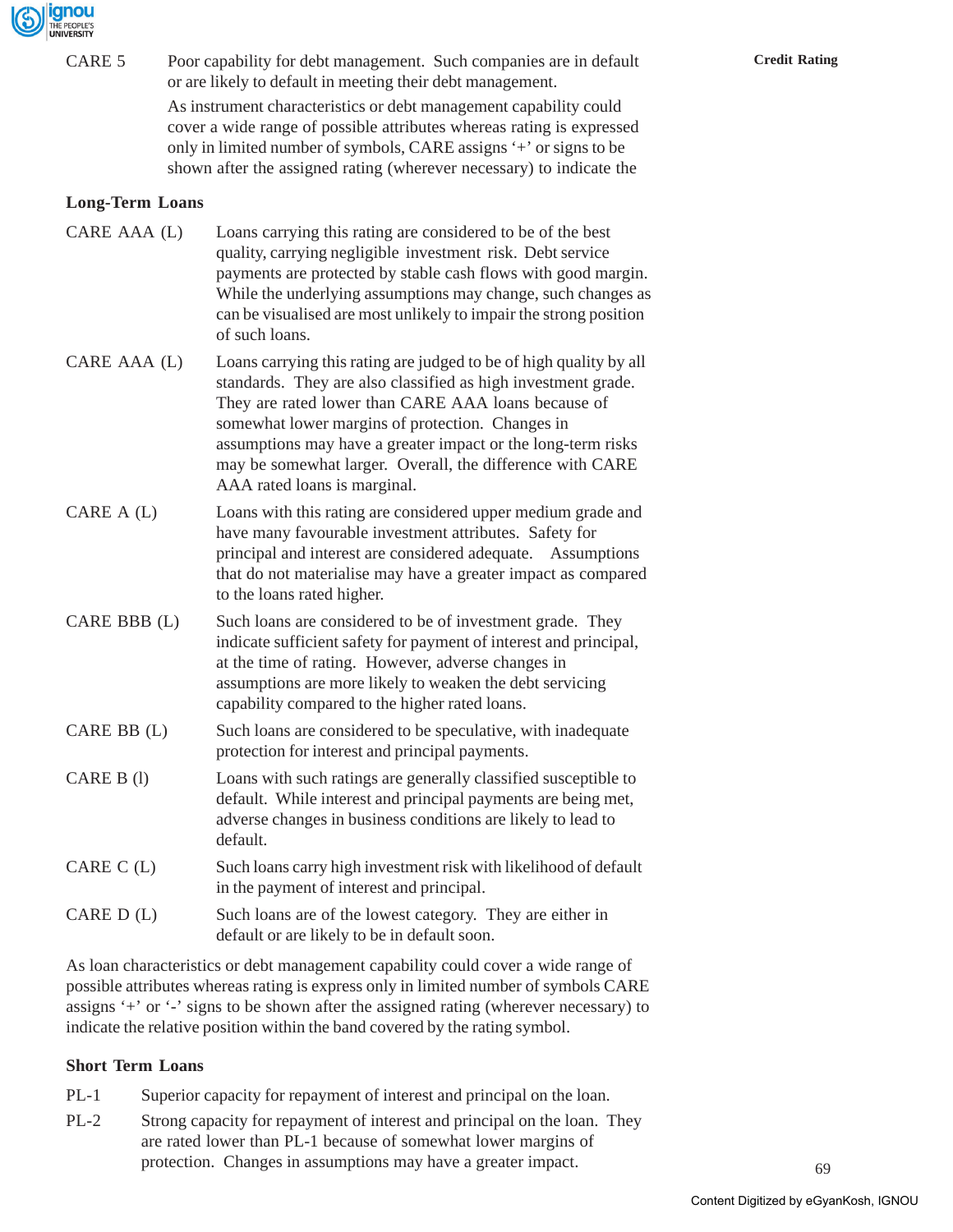CARE 5 Poor capability for debt management. Such companies are in default or are likely to default in meeting their debt management.

As instrument characteristics or debt management capability could cover a wide range of possible attributes whereas rating is expressed only in limited number of symbols, CARE assigns '+' or signs to be shown after the assigned rating (wherever necessary) to indicate the

**Long-Term Loans**

CARE AAA (L) Loans carrying this rating are considered to be of the best quality, carrying negligible investment risk. Debt service payments are protected by stable cash flows with good margin. While the underlying assumptions may change, such changes as can be visualised are most unlikely to impair the strong position of such loans.

CARE AAA (L) Loans carrying this rating are judged to be of high quality by all standards. They are also classified as high investment grade. They are rated lower than CARE AAA loans because of somewhat lower margins of protection. Changes in assumptions may have a greater impact or the long-term risks may be somewhat larger. Overall, the difference with CARE AAA rated loans is marginal.

CARE A (L) Loans with this rating are considered upper medium grade and have many favourable investment attributes. Safety for principal and interest are considered adequate. Assumptions that do not materialise may have a greater impact as compared to the loans rated higher.

CARE BBB (L) Such loans are considered to be of investment grade. They indicate sufficient safety for payment of interest and principal, at the time of rating. However, adverse changes in assumptions are more likely to weaken the debt servicing capability compared to the higher rated loans.

CARE BB (L) Such loans are considered to be speculative, with inadequate protection for interest and principal payments.

CARE B (l) Loans with such ratings are generally classified susceptible to default. While interest and principal payments are being met, adverse changes in business conditions are likely to lead to default.

CARE C (L) Such loans carry high investment risk with likelihood of default in the payment of interest and principal.

CARE D (L) Such loans are of the lowest category. They are either in default or are likely to be in default soon.

As loan characteristics or debt management capability could cover a wide range of possible attributes whereas rating is express only in limited number of symbols CARE assigns '+' or '-' signs to be shown after the assigned rating (wherever necessary) to indicate the relative position within the band covered by the rating symbol.

**Short Term Loans**

PL-1 Superior capacity for repayment of interest and principal on the loan.

PL-2 Strong capacity for repayment of interest and principal on the loan. They are rated lower than PL-1 because of somewhat lower margins of protection. Changes in assumptions may have a greater impact.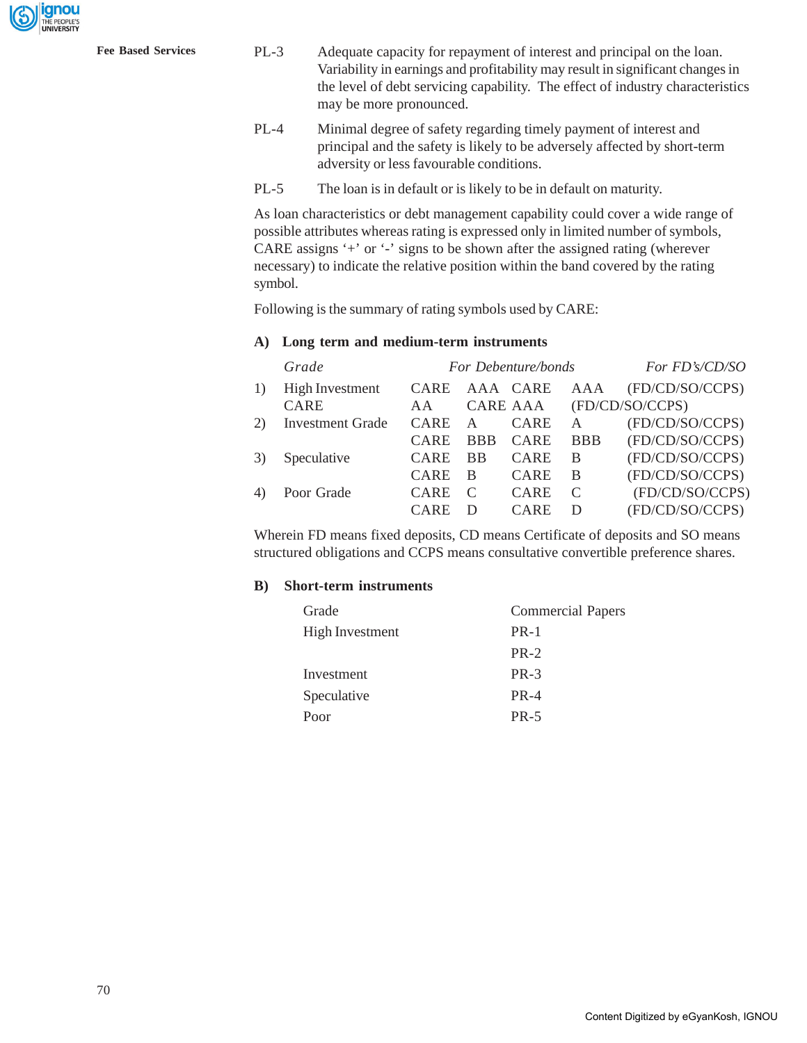PL-3 Adequate capacity for repayment of interest and principal on the loan. Variability in earnings and profitability may result in significant changes in the level of debt servicing capability. The effect of industry characteristics may be more pronounced.

PL-4 Minimal degree of safety regarding timely payment of interest and principal and the safety is likely to be adversely affected by short-term adversity or less favourable conditions.

PL-5 The loan is in default or is likely to be in default on maturity.

As loan characteristics or debt management capability could cover a wide range of possible attributes whereas rating is expressed only in limited number of symbols, CARE assigns '+' or '-' signs to be shown after the assigned rating (wherever necessary) to indicate the relative position within the band covered by the rating symbol.

Following is the summary of rating symbols used by CARE:

**A) Long term and medium-term instruments**

| | *Grade* | *For Debenture/bonds* | *For FD's/CD/SO* |
|---|---|---|---|
| 1) | High Investment | CARE AAA | CARE AAA (FD/CD/SO/CCPS) |
| | | CARE AA | CARE AA (FD/CD/SO/CCPS) |
| 2) | Investment Grade | CARE A | CARE A (FD/CD/SO/CCPS) |
| | | CARE BBB | CARE BBB (FD/CD/SO/CCPS) |
| 3) | Speculative | CARE BB | CARE B (FD/CD/SO/CCPS) |
| | | CARE B | CARE B (FD/CD/SO/CCPS) |
| 4) | Poor Grade | CARE C | CARE C (FD/CD/SO/CCPS) |
| | | CARE D | CARE D (FD/CD/SO/CCPS) |

Wherein FD means fixed deposits, CD means Certificate of deposits and SO means structured obligations and CCPS means consultative convertible preference shares.

**B) Short-term instruments**

| Grade | Commercial Papers |
|---|---|
| High Investment | PR-1 |
| | PR-2 |
| Investment | PR-3 |
| Speculative | PR-4 |
| Poor | PR-5 |